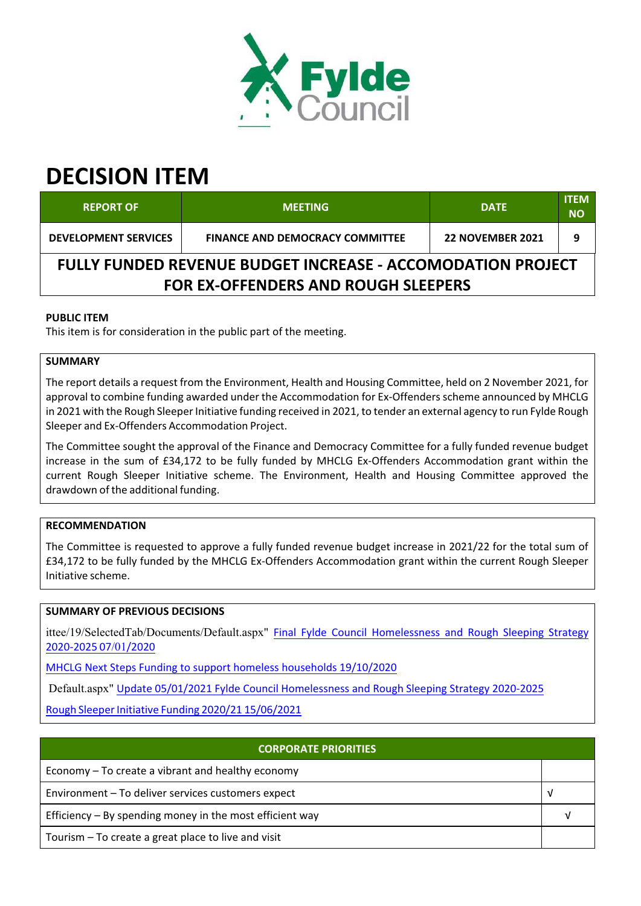# DECISION ITEM

| REPORT OF | MEETING | DATE | ITEM NO |
|---|---|---|---|
| DEVELOPMENT SERVICES | FINANCE AND DEMOCRACY COMMITTEE | 22 NOVEMBER 2021 | 9 |

## FULLY FUNDED REVENUE BUDGET INCREASE - ACCOMODATION PROJECT FOR EX-OFFENDERS AND ROUGH SLEEPERS

**PUBLIC ITEM**

This item is for consideration in the public part of the meeting.

**SUMMARY**

The report details a request from the Environment, Health and Housing Committee, held on 2 November 2021, for approval to combine funding awarded under the Accommodation for Ex-Offenders scheme announced by MHCLG in 2021 with the Rough Sleeper Initiative funding received in 2021, to tender an external agency to run Fylde Rough Sleeper and Ex-Offenders Accommodation Project.

The Committee sought the approval of the Finance and Democracy Committee for a fully funded revenue budget increase in the sum of £34,172 to be fully funded by MHCLG Ex-Offenders Accommodation grant within the current Rough Sleeper Initiative scheme. The Environment, Health and Housing Committee approved the drawdown of the additional funding.

**RECOMMENDATION**

The Committee is requested to approve a fully funded revenue budget increase in 2021/22 for the total sum of £34,172 to be fully funded by the MHCLG Ex-Offenders Accommodation grant within the current Rough Sleeper Initiative scheme.

**SUMMARY OF PREVIOUS DECISIONS**

ittee/19/SelectedTab/Documents/Default.aspx" Final Fylde Council Homelessness and Rough Sleeping Strategy 2020-2025 07/01/2020

MHCLG Next Steps Funding to support homeless households 19/10/2020

Default.aspx" Update 05/01/2021 Fylde Council Homelessness and Rough Sleeping Strategy 2020-2025

Rough Sleeper Initiative Funding 2020/21 15/06/2021

| CORPORATE PRIORITIES | |
|---|---|
| Economy – To create a vibrant and healthy economy | |
| Environment – To deliver services customers expect | √ |
| Efficiency – By spending money in the most efficient way | √ |
| Tourism – To create a great place to live and visit | |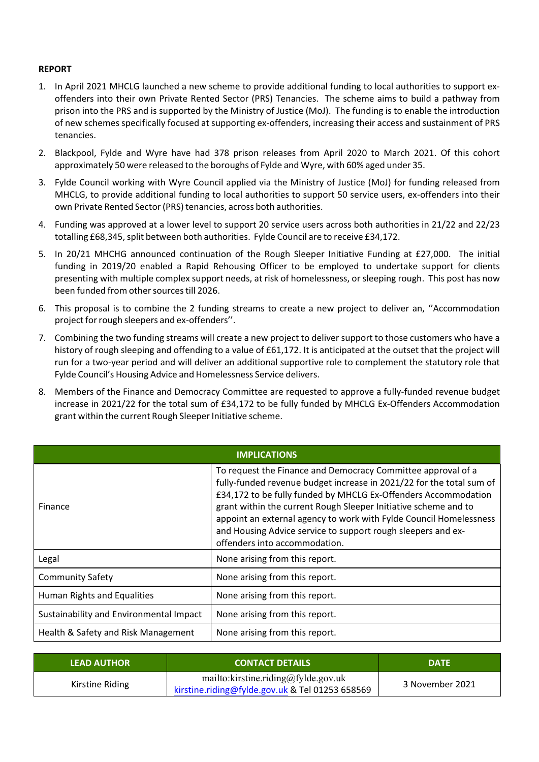**REPORT**

1. In April 2021 MHCLG launched a new scheme to provide additional funding to local authorities to support ex-offenders into their own Private Rented Sector (PRS) Tenancies. The scheme aims to build a pathway from prison into the PRS and is supported by the Ministry of Justice (MoJ). The funding is to enable the introduction of new schemes specifically focused at supporting ex-offenders, increasing their access and sustainment of PRS tenancies.

2. Blackpool, Fylde and Wyre have had 378 prison releases from April 2020 to March 2021. Of this cohort approximately 50 were released to the boroughs of Fylde and Wyre, with 60% aged under 35.

3. Fylde Council working with Wyre Council applied via the Ministry of Justice (MoJ) for funding released from MHCLG, to provide additional funding to local authorities to support 50 service users, ex-offenders into their own Private Rented Sector (PRS) tenancies, across both authorities.

4. Funding was approved at a lower level to support 20 service users across both authorities in 21/22 and 22/23 totalling £68,345, split between both authorities. Fylde Council are to receive £34,172.

5. In 20/21 MHCHG announced continuation of the Rough Sleeper Initiative Funding at £27,000. The initial funding in 2019/20 enabled a Rapid Rehousing Officer to be employed to undertake support for clients presenting with multiple complex support needs, at risk of homelessness, or sleeping rough. This post has now been funded from other sources till 2026.

6. This proposal is to combine the 2 funding streams to create a new project to deliver an, ''Accommodation project for rough sleepers and ex-offenders''.

7. Combining the two funding streams will create a new project to deliver support to those customers who have a history of rough sleeping and offending to a value of £61,172. It is anticipated at the outset that the project will run for a two-year period and will deliver an additional supportive role to complement the statutory role that Fylde Council's Housing Advice and Homelessness Service delivers.

8. Members of the Finance and Democracy Committee are requested to approve a fully-funded revenue budget increase in 2021/22 for the total sum of £34,172 to be fully funded by MHCLG Ex-Offenders Accommodation grant within the current Rough Sleeper Initiative scheme.

| IMPLICATIONS | |
|---|---|
| Finance | To request the Finance and Democracy Committee approval of a fully-funded revenue budget increase in 2021/22 for the total sum of £34,172 to be fully funded by MHCLG Ex-Offenders Accommodation grant within the current Rough Sleeper Initiative scheme and to appoint an external agency to work with Fylde Council Homelessness and Housing Advice service to support rough sleepers and ex-offenders into accommodation. |
| Legal | None arising from this report. |
| Community Safety | None arising from this report. |
| Human Rights and Equalities | None arising from this report. |
| Sustainability and Environmental Impact | None arising from this report. |
| Health & Safety and Risk Management | None arising from this report. |

| LEAD AUTHOR | CONTACT DETAILS | DATE |
|---|---|---|
| Kirstine Riding | mailto:kirstine.riding@fylde.gov.uk kirstine.riding@fylde.gov.uk & Tel 01253 658569 | 3 November 2021 |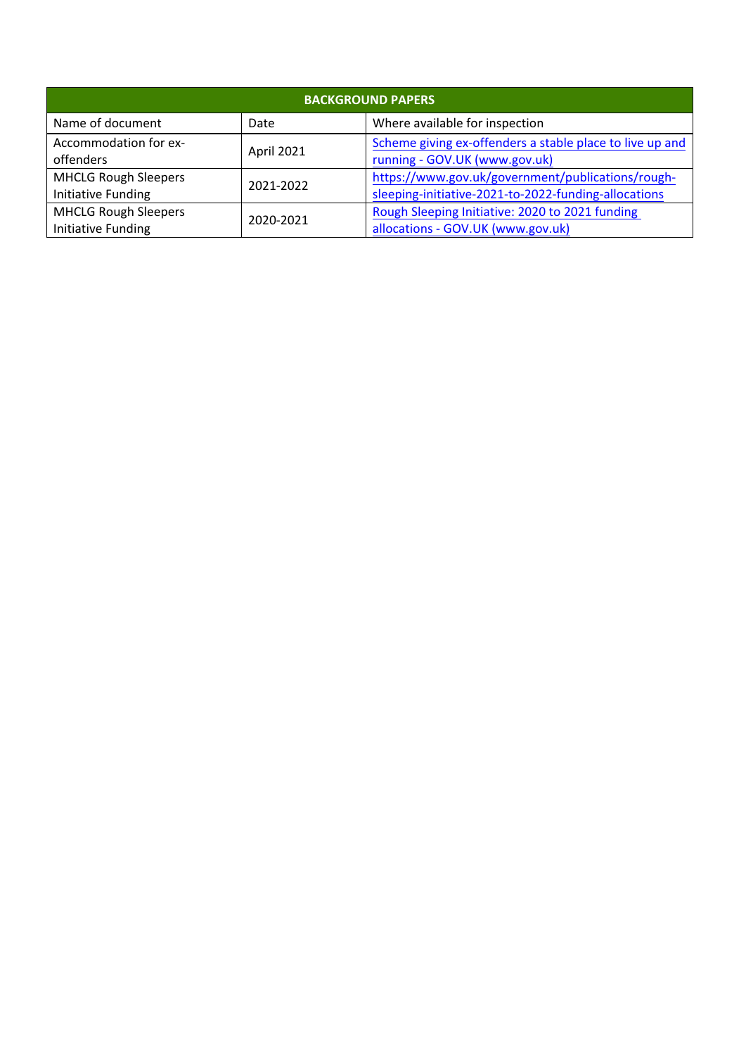| BACKGROUND PAPERS | | |
|---|---|---|
| Name of document | Date | Where available for inspection |
| Accommodation for ex-offenders | April 2021 | Scheme giving ex-offenders a stable place to live up and running - GOV.UK (www.gov.uk) |
| MHCLG Rough Sleepers Initiative Funding | 2021-2022 | https://www.gov.uk/government/publications/rough-sleeping-initiative-2021-to-2022-funding-allocations |
| MHCLG Rough Sleepers Initiative Funding | 2020-2021 | Rough Sleeping Initiative: 2020 to 2021 funding allocations - GOV.UK (www.gov.uk) |